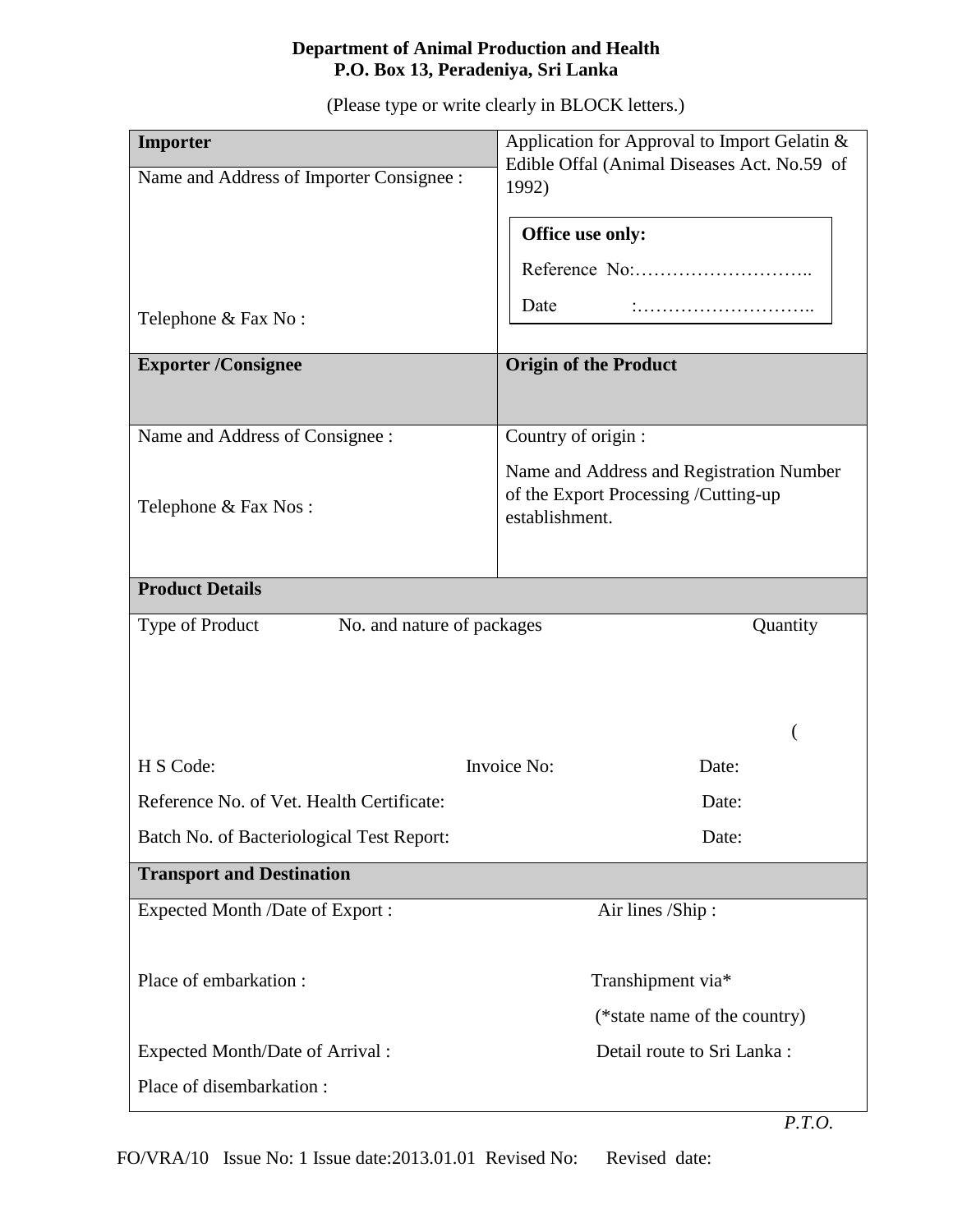**Department of Animal Production and Health**
**P.O. Box 13, Peradeniya, Sri Lanka**

(Please type or write clearly in BLOCK letters.)

| **Importer** | Application for Approval to Import Gelatin & Edible Offal (Animal Diseases Act. No.59 of 1992) |
|---|---|
| Name and Address of Importer Consignee :<br><br>Telephone & Fax No : | **Office use only:**<br>Reference No:………………………..<br>Date :……………………….. |
| **Exporter /Consignee** | **Origin of the Product** |
| Name and Address of Consignee :<br><br>Telephone & Fax Nos : | Country of origin :<br>Name and Address and Registration Number of the Export Processing /Cutting-up establishment. |

**Product Details**

| Type of Product | No. and nature of packages | Quantity |
|---|---|---|
| | | ( |

H S Code: Invoice No: Date:

Reference No. of Vet. Health Certificate: Date:

Batch No. of Bacteriological Test Report: Date:

**Transport and Destination**

Expected Month /Date of Export : Air lines /Ship :

Place of embarkation : Transhipment via*

(*state name of the country)

Expected Month/Date of Arrival : Detail route to Sri Lanka :

Place of disembarkation :

*P.T.O.*

FO/VRA/10 Issue No: 1 Issue date:2013.01.01 Revised No: Revised date: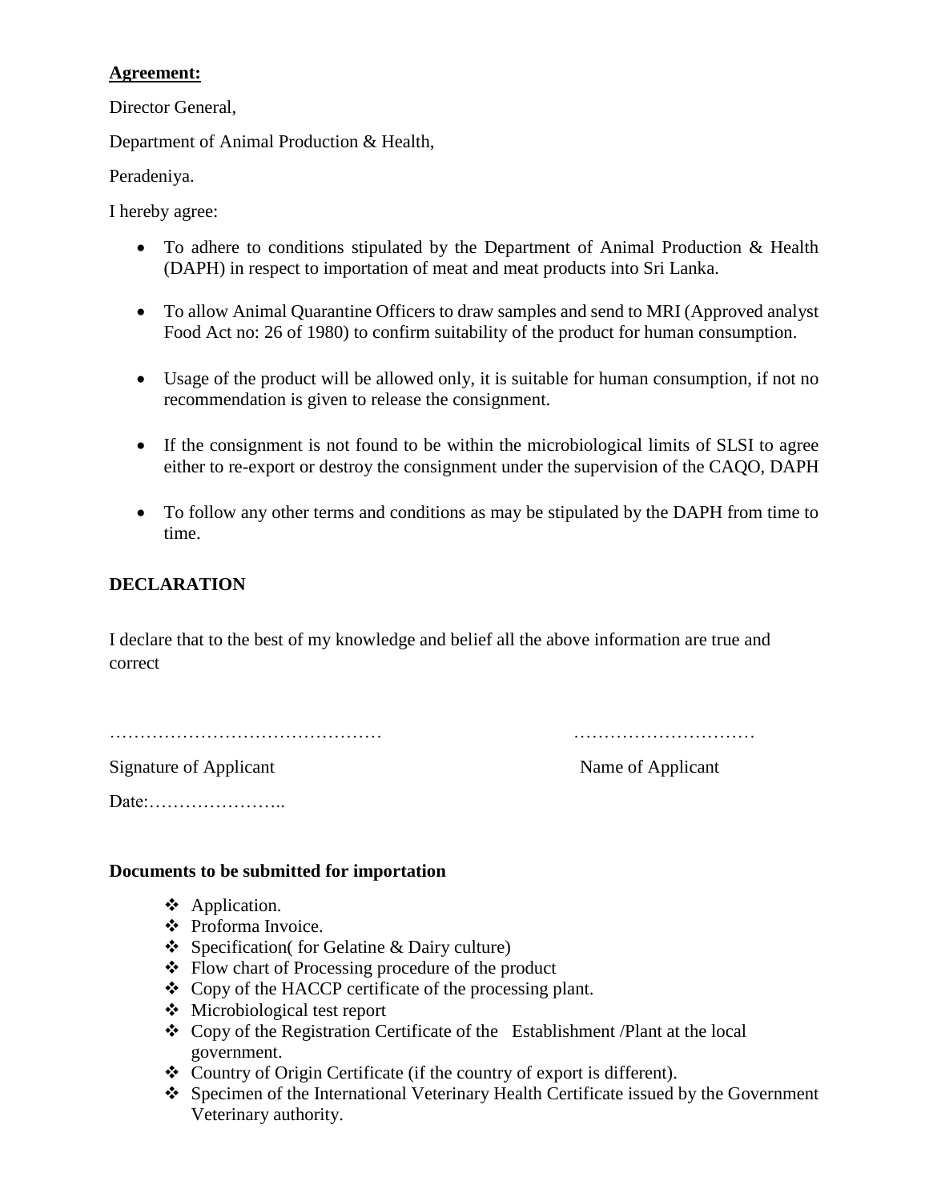**Agreement:**

Director General,

Department of Animal Production & Health,

Peradeniya.

I hereby agree:

- To adhere to conditions stipulated by the Department of Animal Production & Health (DAPH) in respect to importation of meat and meat products into Sri Lanka.
- To allow Animal Quarantine Officers to draw samples and send to MRI (Approved analyst Food Act no: 26 of 1980) to confirm suitability of the product for human consumption.
- Usage of the product will be allowed only, it is suitable for human consumption, if not no recommendation is given to release the consignment.
- If the consignment is not found to be within the microbiological limits of SLSI to agree either to re-export or destroy the consignment under the supervision of the CAQO, DAPH
- To follow any other terms and conditions as may be stipulated by the DAPH from time to time.

**DECLARATION**

I declare that to the best of my knowledge and belief all the above information are true and correct

……………………………………… …………………………

Signature of Applicant Name of Applicant

Date:…………………..

**Documents to be submitted for importation**

- Application.
- Proforma Invoice.
- Specification( for Gelatine & Dairy culture)
- Flow chart of Processing procedure of the product
- Copy of the HACCP certificate of the processing plant.
- Microbiological test report
- Copy of the Registration Certificate of the Establishment /Plant at the local government.
- Country of Origin Certificate (if the country of export is different).
- Specimen of the International Veterinary Health Certificate issued by the Government Veterinary authority.